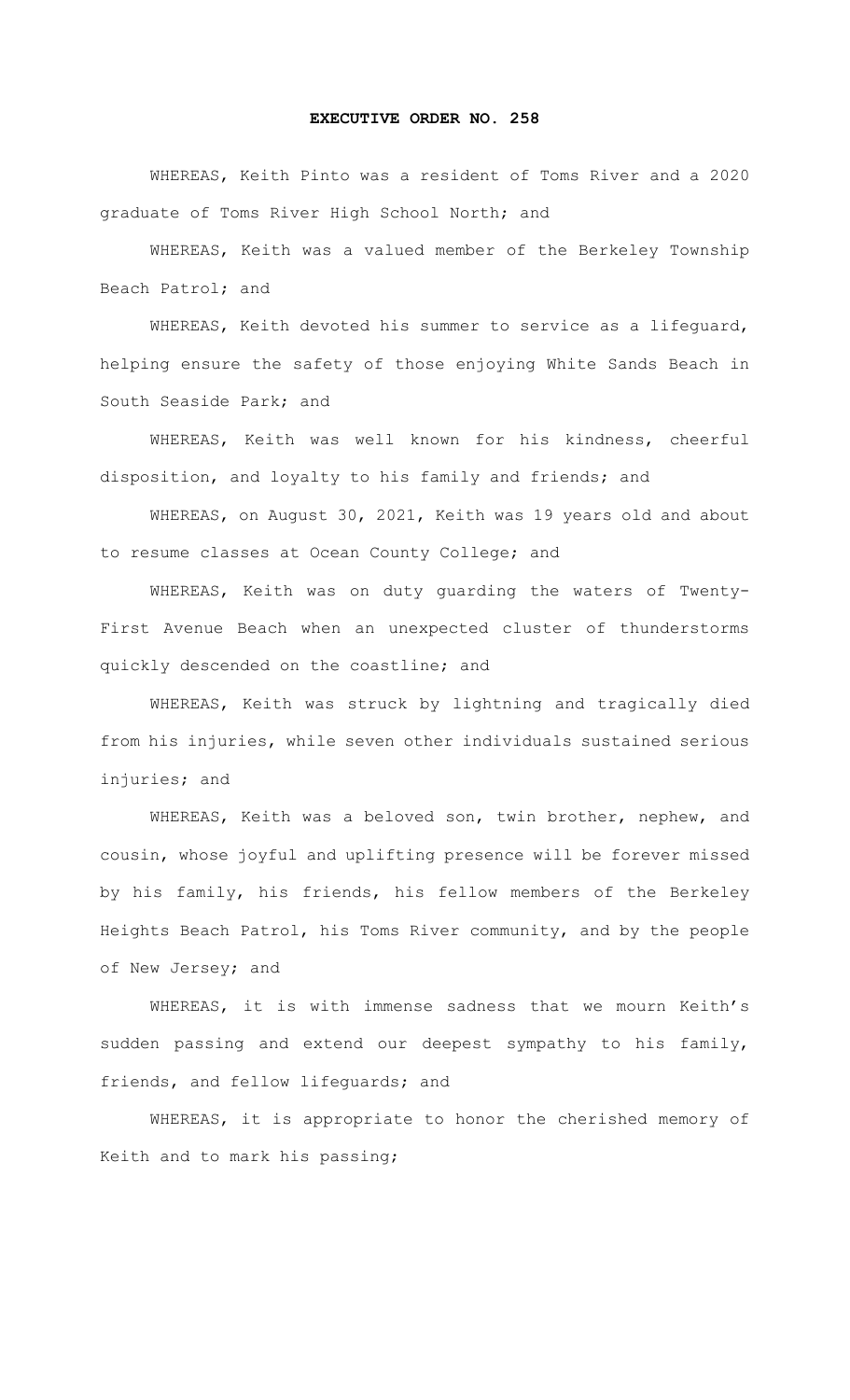# EXECUTIVE ORDER NO. 258

WHEREAS, Keith Pinto was a resident of Toms River and a 2020 graduate of Toms River High School North; and

WHEREAS, Keith was a valued member of the Berkeley Township Beach Patrol; and

WHEREAS, Keith devoted his summer to service as a lifeguard, helping ensure the safety of those enjoying White Sands Beach in South Seaside Park; and

WHEREAS, Keith was well known for his kindness, cheerful disposition, and loyalty to his family and friends; and

WHEREAS, on August 30, 2021, Keith was 19 years old and about to resume classes at Ocean County College; and

WHEREAS, Keith was on duty guarding the waters of Twenty-First Avenue Beach when an unexpected cluster of thunderstorms quickly descended on the coastline; and

WHEREAS, Keith was struck by lightning and tragically died from his injuries, while seven other individuals sustained serious injuries; and

WHEREAS, Keith was a beloved son, twin brother, nephew, and cousin, whose joyful and uplifting presence will be forever missed by his family, his friends, his fellow members of the Berkeley Heights Beach Patrol, his Toms River community, and by the people of New Jersey; and

WHEREAS, it is with immense sadness that we mourn Keith's sudden passing and extend our deepest sympathy to his family, friends, and fellow lifeguards; and

WHEREAS, it is appropriate to honor the cherished memory of Keith and to mark his passing;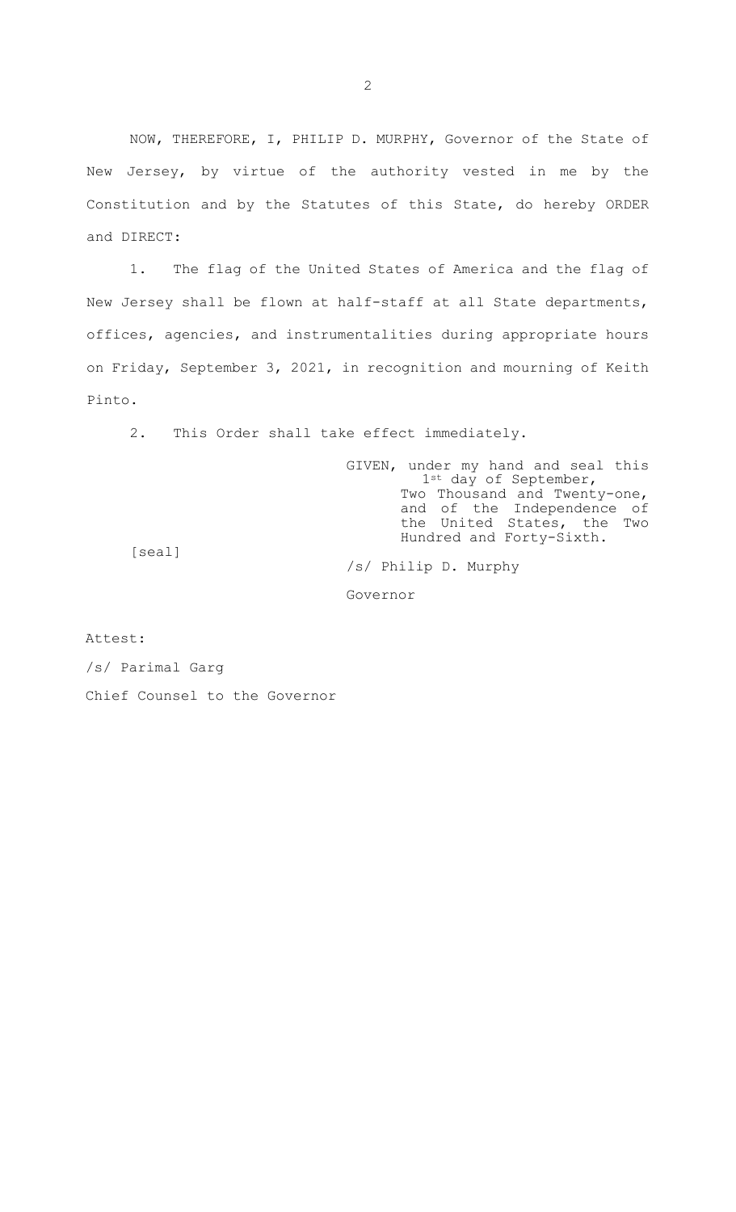NOW, THEREFORE, I, PHILIP D. MURPHY, Governor of the State of New Jersey, by virtue of the authority vested in me by the Constitution and by the Statutes of this State, do hereby ORDER and DIRECT:

1. The flag of the United States of America and the flag of New Jersey shall be flown at half-staff at all State departments, offices, agencies, and instrumentalities during appropriate hours on Friday, September 3, 2021, in recognition and mourning of Keith Pinto.

2. This Order shall take effect immediately.

GIVEN, under my hand and seal this 1st day of September, Two Thousand and Twenty-one, and of the Independence of the United States, the Two Hundred and Forty-Sixth.

[seal]

/s/ Philip D. Murphy

Governor

Attest:

/s/ Parimal Garg

Chief Counsel to the Governor